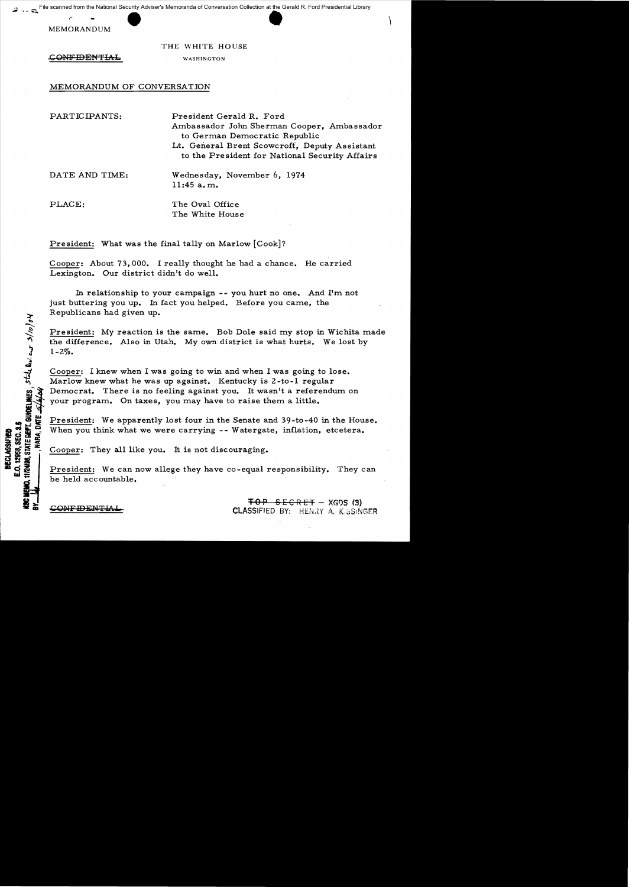File scanned from the National Security Adviser's Memoranda of Conversation Collection at the Gerald R. Ford Presidential Library

MEMORANDUM

THE WHITE HOUSE

~~CONFIDENTIAL~~ WASHINGTON

MEMORANDUM OF CONVERSATION

PARTICIPANTS: President Gerald R. Ford
Ambassador John Sherman Cooper, Ambassador to German Democratic Republic
Lt. General Brent Scowcroft, Deputy Assistant to the President for National Security Affairs

DATE AND TIME: Wednesday, November 6, 1974
11:45 a.m.

PLACE: The Oval Office
The White House

President: What was the final tally on Marlow [Cook]?

Cooper: About 73,000. I really thought he had a chance. He carried Lexington. Our district didn't do well.

In relationship to your campaign -- you hurt no one. And I'm not just buttering you up. In fact you helped. Before you came, the Republicans had given up.

President: My reaction is the same. Bob Dole said my stop in Wichita made the difference. Also in Utah. My own district is what hurts. We lost by 1-2%.

Cooper: I knew when I was going to win and when I was going to lose. Marlow knew what he was up against. Kentucky is 2-to-1 regular Democrat. There is no feeling against you. It wasn't a referendum on your program. On taxes, you may have to raise them a little.

President: We apparently lost four in the Senate and 39-to-40 in the House. When you think what we were carrying -- Watergate, inflation, etcetera.

Cooper: They all like you. It is not discouraging.

President: We can now allege they have co-equal responsibility. They can be held accountable.

DECLASSIFIED
E.O. 12958, SEC. 3.5
NSC MEMO, 11/24/98, STATE DEPT. GUIDELINES, State Review 3/10/04
BY ___, NARA, DATE 5/6/04

~~CONFIDENTIAL~~

~~TOP SECRET~~ - XGDS (3)
CLASSIFIED BY: HENRY A. KISSINGER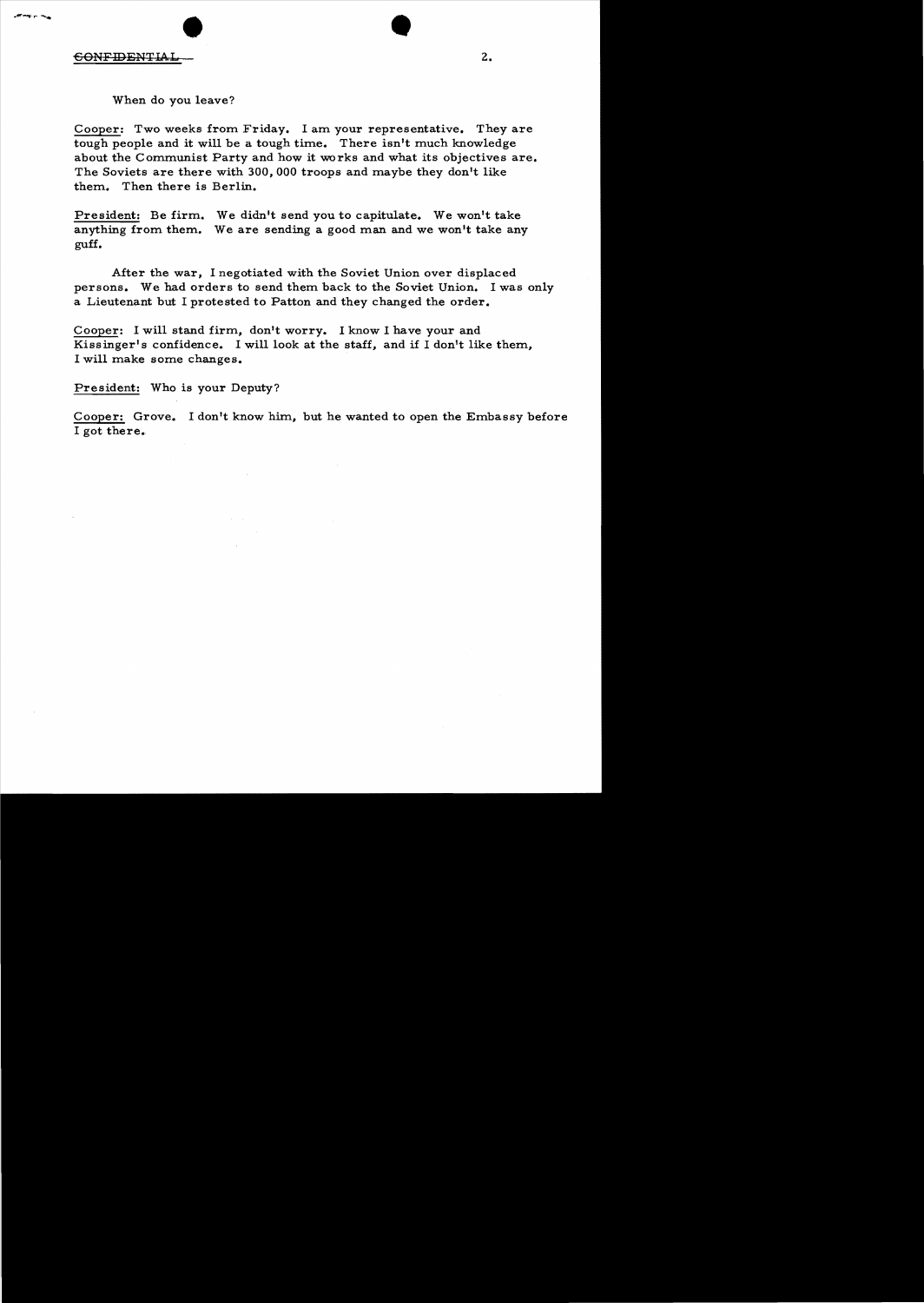CONFIDENTIAL

When do you leave?

Cooper: Two weeks from Friday. I am your representative. They are tough people and it will be a tough time. There isn't much knowledge about the Communist Party and how it works and what its objectives are. The Soviets are there with 300,000 troops and maybe they don't like them. Then there is Berlin.

President: Be firm. We didn't send you to capitulate. We won't take anything from them. We are sending a good man and we won't take any guff.

After the war, I negotiated with the Soviet Union over displaced persons. We had orders to send them back to the Soviet Union. I was only a Lieutenant but I protested to Patton and they changed the order.

Cooper: I will stand firm, don't worry. I know I have your and Kissinger's confidence. I will look at the staff, and if I don't like them, I will make some changes.

President: Who is your Deputy?

Cooper: Grove. I don't know him, but he wanted to open the Embassy before I got there.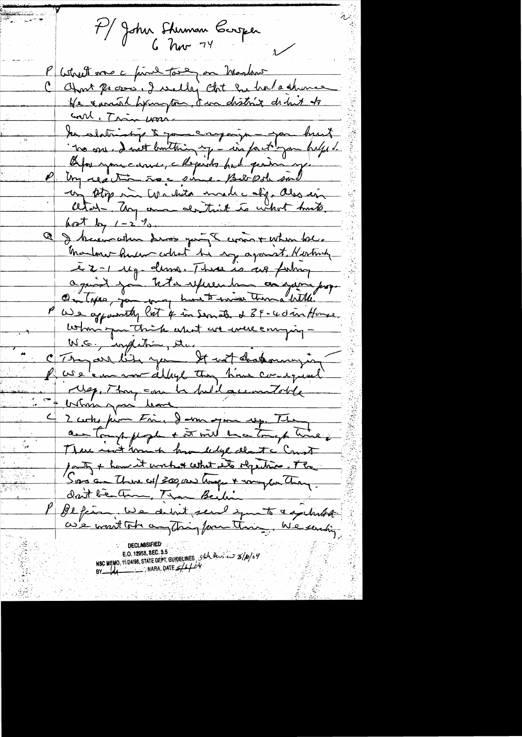P/ John Sherman Cooper
6 Nov 74

P What was c final tally on Marlow

C About 700 votes. I really thot he had a chance. He carried Lexington & in district didn't do well. Turn-out was... 

I'm delighted to your campaign — you hurt no one. I not blaming - in fact you helped. Before you came, c Republicans had given up.

P My reaction was c same. Bob Dole said my stop in Wichita made c dif. Also in Atlanta. My one district is what hurts. Lost by 1-2%.

C I remember dress you came & when he... Marlow knew what he up against. Historically 2-1 reg. Dems. There is no feeling against you. Not a referendum on your prop. On Topeka, you may have to revise them a little.

P We apparently lost 4 in Senate & 38-40 in House. What you think what we were carrying — W.G., inflation, etc.

C They all like you. It not discouraging.

P We can now allege they have congressional majority. They can be held accountable.

When you leave

C 2 cables from Eric. I am your rep. They are tough people & it will be a tough time. There isn't much knowledge about c Const party & how it works what its objectives. The Sovs are there w/ 300,000 troops & many ... They don't like them. Then Berlin.

P Before. We didn't send you to a ... We want to know anything from them. We sending...

DECLASSIFIED
E.O. 12958, SEC. 3.5
NSC MEMO, 11/24/98, STATE DEPT. GUIDELINES, State Review 3/10/04
BY ___ NARA, DATE 5/4/04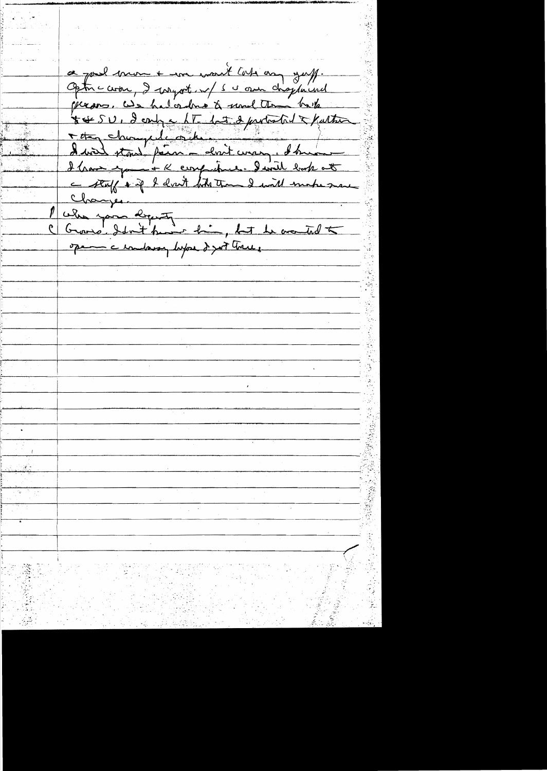a good man + we won't take any guff.
After a crisis, I sought w/ SU own displaced persons. We had orders to send them back to SU. I only a Lt. but I protested to Patton + they changed orders.
I will stand firm – don't worry. I know I have your + K confidence. I will look at the staff + if I don't like them I will make some changes.

P Who your deputy

C Gross. I don't know him, but he wanted to open the embassy before I got there.